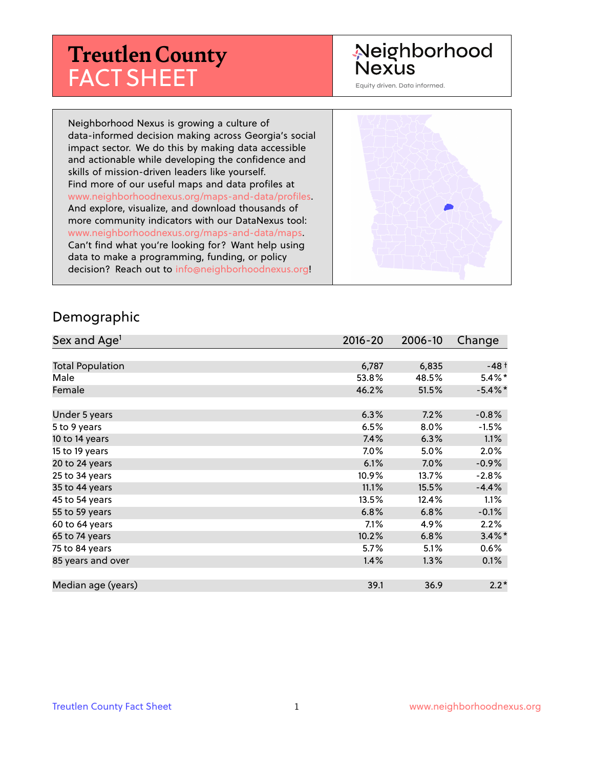# Treutlen County FACT SHEET

Neighborhood Nexus

Equity driven. Data informed.

Neighborhood Nexus is growing a culture of data-informed decision making across Georgia's social impact sector. We do this by making data accessible and actionable while developing the confidence and skills of mission-driven leaders like yourself. Find more of our useful maps and data profiles at www.neighborhoodnexus.org/maps-and-data/profiles. And explore, visualize, and download thousands of more community indicators with our DataNexus tool: www.neighborhoodnexus.org/maps-and-data/maps. Can't find what you're looking for? Want help using data to make a programming, funding, or policy decision? Reach out to info@neighborhoodnexus.org!

## Demographic

| Sex and Age[1] | 2016-20 | 2006-10 | Change |
|---|---|---|---|
| Total Population | 6,787 | 6,835 | -48 † |
| Male | 53.8% | 48.5% | 5.4% * |
| Female | 46.2% | 51.5% | -5.4% * |
| | | | |
| Under 5 years | 6.3% | 7.2% | -0.8% |
| 5 to 9 years | 6.5% | 8.0% | -1.5% |
| 10 to 14 years | 7.4% | 6.3% | 1.1% |
| 15 to 19 years | 7.0% | 5.0% | 2.0% |
| 20 to 24 years | 6.1% | 7.0% | -0.9% |
| 25 to 34 years | 10.9% | 13.7% | -2.8% |
| 35 to 44 years | 11.1% | 15.5% | -4.4% |
| 45 to 54 years | 13.5% | 12.4% | 1.1% |
| 55 to 59 years | 6.8% | 6.8% | -0.1% |
| 60 to 64 years | 7.1% | 4.9% | 2.2% |
| 65 to 74 years | 10.2% | 6.8% | 3.4% * |
| 75 to 84 years | 5.7% | 5.1% | 0.6% |
| 85 years and over | 1.4% | 1.3% | 0.1% |
| | | | |
| Median age (years) | 39.1 | 36.9 | 2.2 * |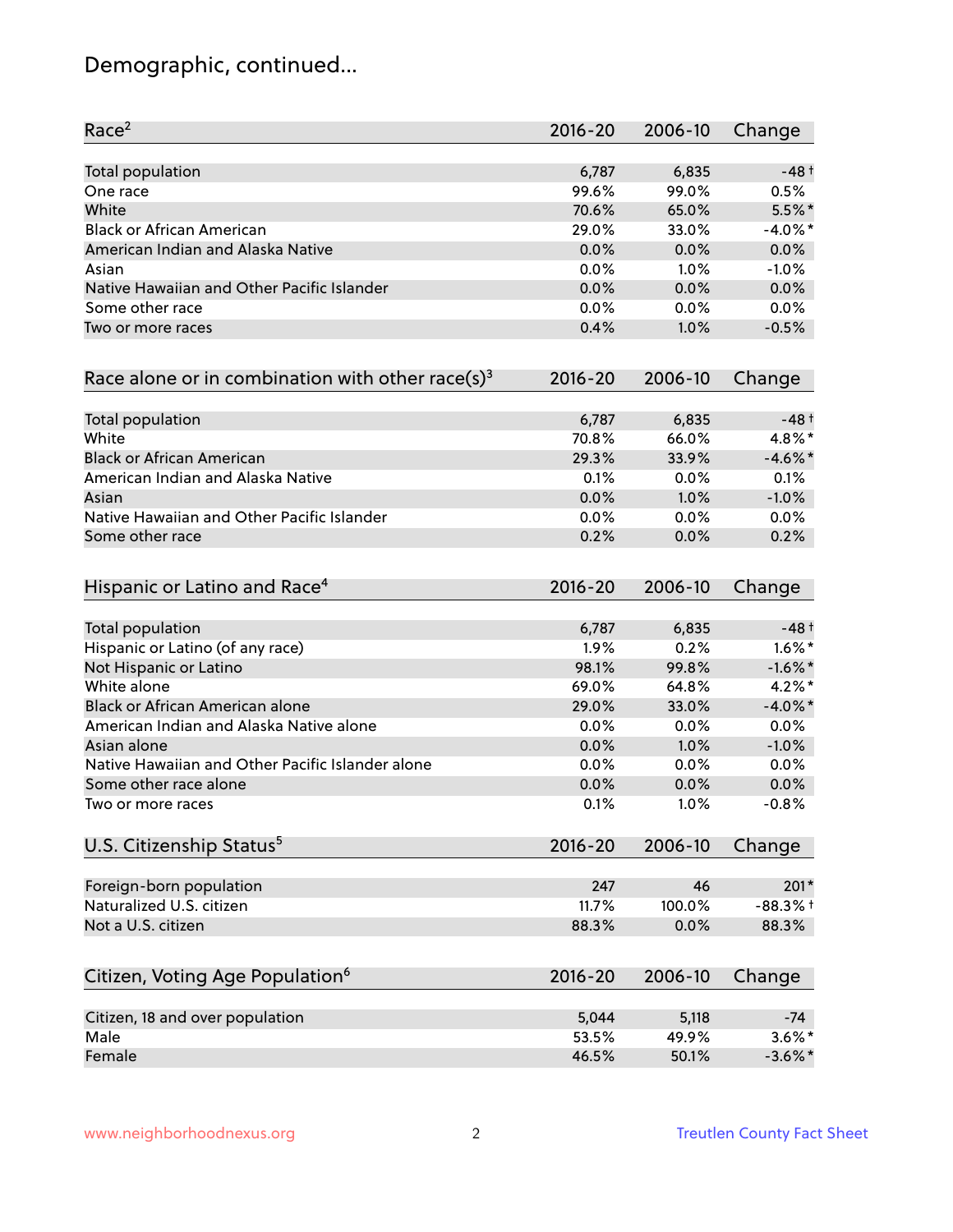# Demographic, continued...

| Race[2] | 2016-20 | 2006-10 | Change |
|---|---|---|---|
| Total population | 6,787 | 6,835 | -48† |
| One race | 99.6% | 99.0% | 0.5% |
| White | 70.6% | 65.0% | 5.5%* |
| Black or African American | 29.0% | 33.0% | -4.0%* |
| American Indian and Alaska Native | 0.0% | 0.0% | 0.0% |
| Asian | 0.0% | 1.0% | -1.0% |
| Native Hawaiian and Other Pacific Islander | 0.0% | 0.0% | 0.0% |
| Some other race | 0.0% | 0.0% | 0.0% |
| Two or more races | 0.4% | 1.0% | -0.5% |

| Race alone or in combination with other race(s)[3] | 2016-20 | 2006-10 | Change |
|---|---|---|---|
| Total population | 6,787 | 6,835 | -48† |
| White | 70.8% | 66.0% | 4.8%* |
| Black or African American | 29.3% | 33.9% | -4.6%* |
| American Indian and Alaska Native | 0.1% | 0.0% | 0.1% |
| Asian | 0.0% | 1.0% | -1.0% |
| Native Hawaiian and Other Pacific Islander | 0.0% | 0.0% | 0.0% |
| Some other race | 0.2% | 0.0% | 0.2% |

| Hispanic or Latino and Race[4] | 2016-20 | 2006-10 | Change |
|---|---|---|---|
| Total population | 6,787 | 6,835 | -48† |
| Hispanic or Latino (of any race) | 1.9% | 0.2% | 1.6%* |
| Not Hispanic or Latino | 98.1% | 99.8% | -1.6%* |
| White alone | 69.0% | 64.8% | 4.2%* |
| Black or African American alone | 29.0% | 33.0% | -4.0%* |
| American Indian and Alaska Native alone | 0.0% | 0.0% | 0.0% |
| Asian alone | 0.0% | 1.0% | -1.0% |
| Native Hawaiian and Other Pacific Islander alone | 0.0% | 0.0% | 0.0% |
| Some other race alone | 0.0% | 0.0% | 0.0% |
| Two or more races | 0.1% | 1.0% | -0.8% |

| U.S. Citizenship Status[5] | 2016-20 | 2006-10 | Change |
|---|---|---|---|
| Foreign-born population | 247 | 46 | 201* |
| Naturalized U.S. citizen | 11.7% | 100.0% | -88.3%† |
| Not a U.S. citizen | 88.3% | 0.0% | 88.3% |

| Citizen, Voting Age Population[6] | 2016-20 | 2006-10 | Change |
|---|---|---|---|
| Citizen, 18 and over population | 5,044 | 5,118 | -74 |
| Male | 53.5% | 49.9% | 3.6%* |
| Female | 46.5% | 50.1% | -3.6%* |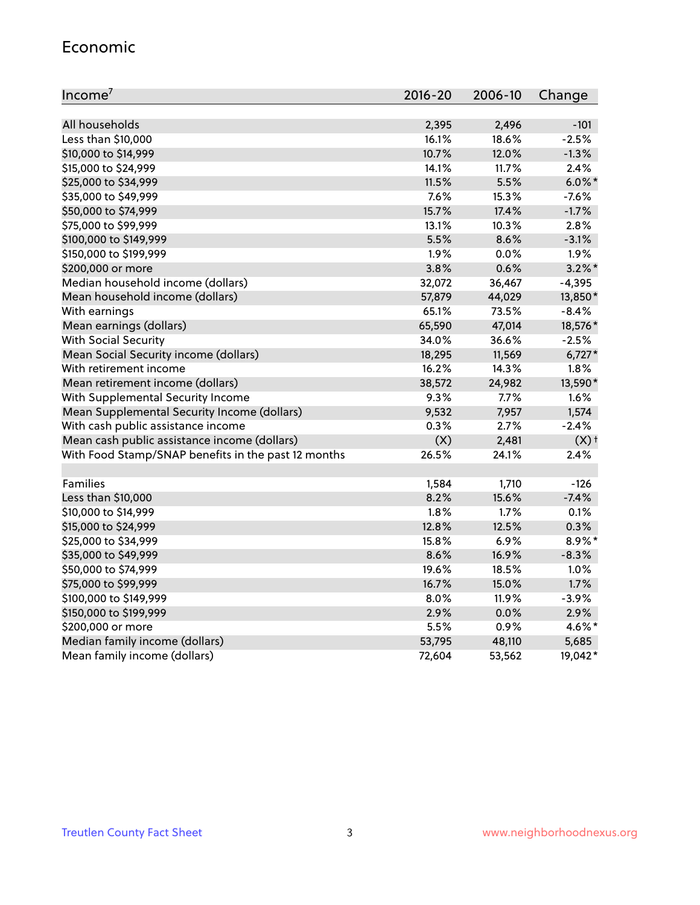## Economic

| Income[7] | 2016-20 | 2006-10 | Change |
|---|---|---|---|
| All households | 2,395 | 2,496 | -101 |
| Less than $10,000 | 16.1% | 18.6% | -2.5% |
| $10,000 to $14,999 | 10.7% | 12.0% | -1.3% |
| $15,000 to $24,999 | 14.1% | 11.7% | 2.4% |
| $25,000 to $34,999 | 11.5% | 5.5% | 6.0%* |
| $35,000 to $49,999 | 7.6% | 15.3% | -7.6% |
| $50,000 to $74,999 | 15.7% | 17.4% | -1.7% |
| $75,000 to $99,999 | 13.1% | 10.3% | 2.8% |
| $100,000 to $149,999 | 5.5% | 8.6% | -3.1% |
| $150,000 to $199,999 | 1.9% | 0.0% | 1.9% |
| $200,000 or more | 3.8% | 0.6% | 3.2%* |
| Median household income (dollars) | 32,072 | 36,467 | -4,395 |
| Mean household income (dollars) | 57,879 | 44,029 | 13,850* |
| With earnings | 65.1% | 73.5% | -8.4% |
| Mean earnings (dollars) | 65,590 | 47,014 | 18,576* |
| With Social Security | 34.0% | 36.6% | -2.5% |
| Mean Social Security income (dollars) | 18,295 | 11,569 | 6,727* |
| With retirement income | 16.2% | 14.3% | 1.8% |
| Mean retirement income (dollars) | 38,572 | 24,982 | 13,590* |
| With Supplemental Security Income | 9.3% | 7.7% | 1.6% |
| Mean Supplemental Security Income (dollars) | 9,532 | 7,957 | 1,574 |
| With cash public assistance income | 0.3% | 2.7% | -2.4% |
| Mean cash public assistance income (dollars) | (X) | 2,481 | (X)† |
| With Food Stamp/SNAP benefits in the past 12 months | 26.5% | 24.1% | 2.4% |
| | | | |
| Families | 1,584 | 1,710 | -126 |
| Less than $10,000 | 8.2% | 15.6% | -7.4% |
| $10,000 to $14,999 | 1.8% | 1.7% | 0.1% |
| $15,000 to $24,999 | 12.8% | 12.5% | 0.3% |
| $25,000 to $34,999 | 15.8% | 6.9% | 8.9%* |
| $35,000 to $49,999 | 8.6% | 16.9% | -8.3% |
| $50,000 to $74,999 | 19.6% | 18.5% | 1.0% |
| $75,000 to $99,999 | 16.7% | 15.0% | 1.7% |
| $100,000 to $149,999 | 8.0% | 11.9% | -3.9% |
| $150,000 to $199,999 | 2.9% | 0.0% | 2.9% |
| $200,000 or more | 5.5% | 0.9% | 4.6%* |
| Median family income (dollars) | 53,795 | 48,110 | 5,685 |
| Mean family income (dollars) | 72,604 | 53,562 | 19,042* |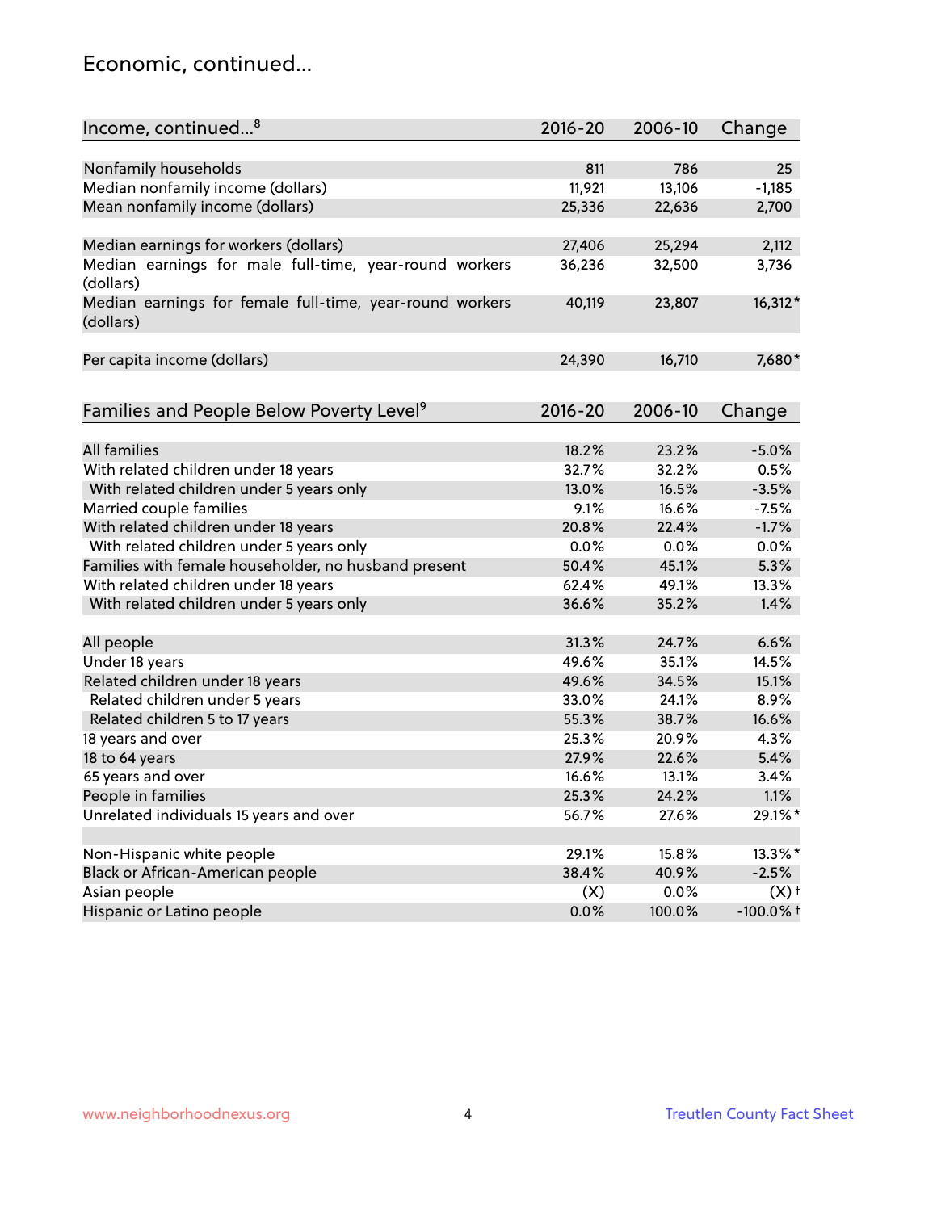## Economic, continued...

| Income, continued...[8] | 2016-20 | 2006-10 | Change |
|---|---|---|---|
| Nonfamily households | 811 | 786 | 25 |
| Median nonfamily income (dollars) | 11,921 | 13,106 | -1,185 |
| Mean nonfamily income (dollars) | 25,336 | 22,636 | 2,700 |
| Median earnings for workers (dollars) | 27,406 | 25,294 | 2,112 |
| Median earnings for male full-time, year-round workers (dollars) | 36,236 | 32,500 | 3,736 |
| Median earnings for female full-time, year-round workers (dollars) | 40,119 | 23,807 | 16,312* |
| Per capita income (dollars) | 24,390 | 16,710 | 7,680* |

| Families and People Below Poverty Level[9] | 2016-20 | 2006-10 | Change |
|---|---|---|---|
| All families | 18.2% | 23.2% | -5.0% |
| With related children under 18 years | 32.7% | 32.2% | 0.5% |
| With related children under 5 years only | 13.0% | 16.5% | -3.5% |
| Married couple families | 9.1% | 16.6% | -7.5% |
| With related children under 18 years | 20.8% | 22.4% | -1.7% |
| With related children under 5 years only | 0.0% | 0.0% | 0.0% |
| Families with female householder, no husband present | 50.4% | 45.1% | 5.3% |
| With related children under 18 years | 62.4% | 49.1% | 13.3% |
| With related children under 5 years only | 36.6% | 35.2% | 1.4% |
| All people | 31.3% | 24.7% | 6.6% |
| Under 18 years | 49.6% | 35.1% | 14.5% |
| Related children under 18 years | 49.6% | 34.5% | 15.1% |
| Related children under 5 years | 33.0% | 24.1% | 8.9% |
| Related children 5 to 17 years | 55.3% | 38.7% | 16.6% |
| 18 years and over | 25.3% | 20.9% | 4.3% |
| 18 to 64 years | 27.9% | 22.6% | 5.4% |
| 65 years and over | 16.6% | 13.1% | 3.4% |
| People in families | 25.3% | 24.2% | 1.1% |
| Unrelated individuals 15 years and over | 56.7% | 27.6% | 29.1%* |
| Non-Hispanic white people | 29.1% | 15.8% | 13.3%* |
| Black or African-American people | 38.4% | 40.9% | -2.5% |
| Asian people | (X) | 0.0% | (X)† |
| Hispanic or Latino people | 0.0% | 100.0% | -100.0%† |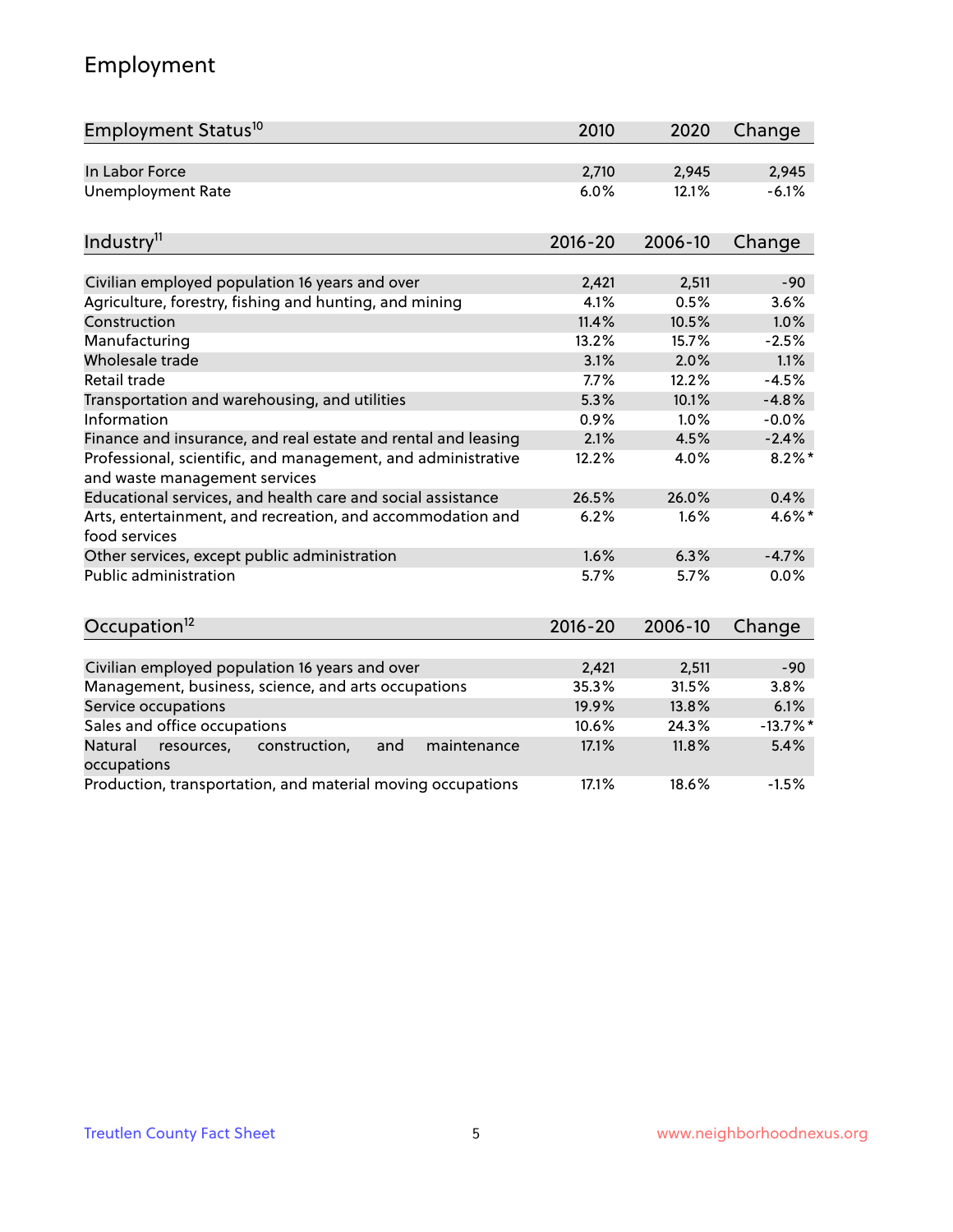## Employment

| Employment Status[10] | 2010 | 2020 | Change |
|---|---|---|---|
| In Labor Force | 2,710 | 2,945 | 2,945 |
| Unemployment Rate | 6.0% | 12.1% | -6.1% |

| Industry[11] | 2016-20 | 2006-10 | Change |
|---|---|---|---|
| Civilian employed population 16 years and over | 2,421 | 2,511 | -90 |
| Agriculture, forestry, fishing and hunting, and mining | 4.1% | 0.5% | 3.6% |
| Construction | 11.4% | 10.5% | 1.0% |
| Manufacturing | 13.2% | 15.7% | -2.5% |
| Wholesale trade | 3.1% | 2.0% | 1.1% |
| Retail trade | 7.7% | 12.2% | -4.5% |
| Transportation and warehousing, and utilities | 5.3% | 10.1% | -4.8% |
| Information | 0.9% | 1.0% | -0.0% |
| Finance and insurance, and real estate and rental and leasing | 2.1% | 4.5% | -2.4% |
| Professional, scientific, and management, and administrative and waste management services | 12.2% | 4.0% | 8.2%* |
| Educational services, and health care and social assistance | 26.5% | 26.0% | 0.4% |
| Arts, entertainment, and recreation, and accommodation and food services | 6.2% | 1.6% | 4.6%* |
| Other services, except public administration | 1.6% | 6.3% | -4.7% |
| Public administration | 5.7% | 5.7% | 0.0% |

| Occupation[12] | 2016-20 | 2006-10 | Change |
|---|---|---|---|
| Civilian employed population 16 years and over | 2,421 | 2,511 | -90 |
| Management, business, science, and arts occupations | 35.3% | 31.5% | 3.8% |
| Service occupations | 19.9% | 13.8% | 6.1% |
| Sales and office occupations | 10.6% | 24.3% | -13.7%* |
| Natural resources, construction, and maintenance occupations | 17.1% | 11.8% | 5.4% |
| Production, transportation, and material moving occupations | 17.1% | 18.6% | -1.5% |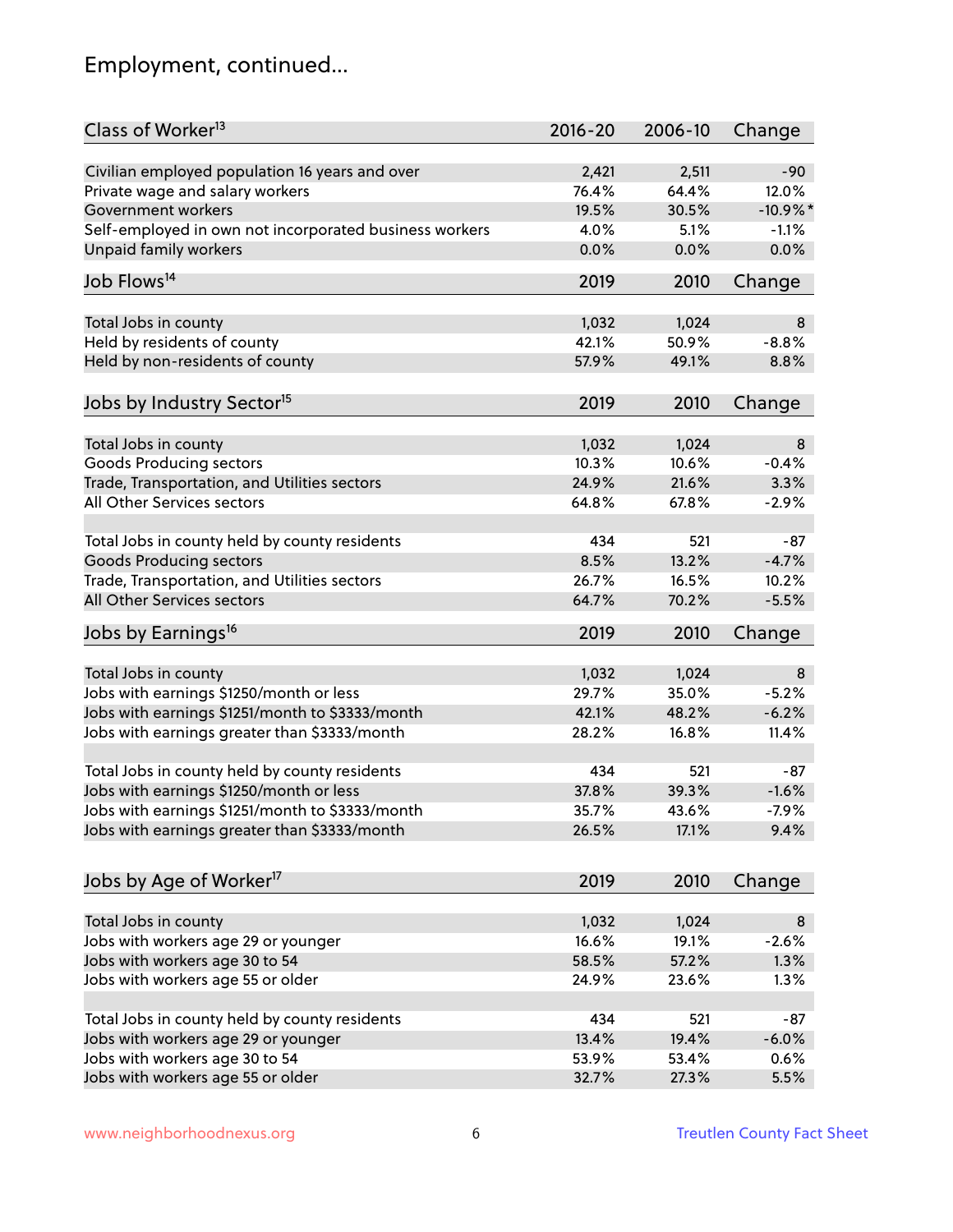# Employment, continued...

| Class of Worker[13] | 2016-20 | 2006-10 | Change |
|---|---|---|---|
| Civilian employed population 16 years and over | 2,421 | 2,511 | -90 |
| Private wage and salary workers | 76.4% | 64.4% | 12.0% |
| Government workers | 19.5% | 30.5% | -10.9%* |
| Self-employed in own not incorporated business workers | 4.0% | 5.1% | -1.1% |
| Unpaid family workers | 0.0% | 0.0% | 0.0% |

| Job Flows[14] | 2019 | 2010 | Change |
|---|---|---|---|
| Total Jobs in county | 1,032 | 1,024 | 8 |
| Held by residents of county | 42.1% | 50.9% | -8.8% |
| Held by non-residents of county | 57.9% | 49.1% | 8.8% |

| Jobs by Industry Sector[15] | 2019 | 2010 | Change |
|---|---|---|---|
| Total Jobs in county | 1,032 | 1,024 | 8 |
| Goods Producing sectors | 10.3% | 10.6% | -0.4% |
| Trade, Transportation, and Utilities sectors | 24.9% | 21.6% | 3.3% |
| All Other Services sectors | 64.8% | 67.8% | -2.9% |
| | | | |
| Total Jobs in county held by county residents | 434 | 521 | -87 |
| Goods Producing sectors | 8.5% | 13.2% | -4.7% |
| Trade, Transportation, and Utilities sectors | 26.7% | 16.5% | 10.2% |
| All Other Services sectors | 64.7% | 70.2% | -5.5% |

| Jobs by Earnings[16] | 2019 | 2010 | Change |
|---|---|---|---|
| Total Jobs in county | 1,032 | 1,024 | 8 |
| Jobs with earnings $1250/month or less | 29.7% | 35.0% | -5.2% |
| Jobs with earnings $1251/month to $3333/month | 42.1% | 48.2% | -6.2% |
| Jobs with earnings greater than $3333/month | 28.2% | 16.8% | 11.4% |
| | | | |
| Total Jobs in county held by county residents | 434 | 521 | -87 |
| Jobs with earnings $1250/month or less | 37.8% | 39.3% | -1.6% |
| Jobs with earnings $1251/month to $3333/month | 35.7% | 43.6% | -7.9% |
| Jobs with earnings greater than $3333/month | 26.5% | 17.1% | 9.4% |

| Jobs by Age of Worker[17] | 2019 | 2010 | Change |
|---|---|---|---|
| Total Jobs in county | 1,032 | 1,024 | 8 |
| Jobs with workers age 29 or younger | 16.6% | 19.1% | -2.6% |
| Jobs with workers age 30 to 54 | 58.5% | 57.2% | 1.3% |
| Jobs with workers age 55 or older | 24.9% | 23.6% | 1.3% |
| | | | |
| Total Jobs in county held by county residents | 434 | 521 | -87 |
| Jobs with workers age 29 or younger | 13.4% | 19.4% | -6.0% |
| Jobs with workers age 30 to 54 | 53.9% | 53.4% | 0.6% |
| Jobs with workers age 55 or older | 32.7% | 27.3% | 5.5% |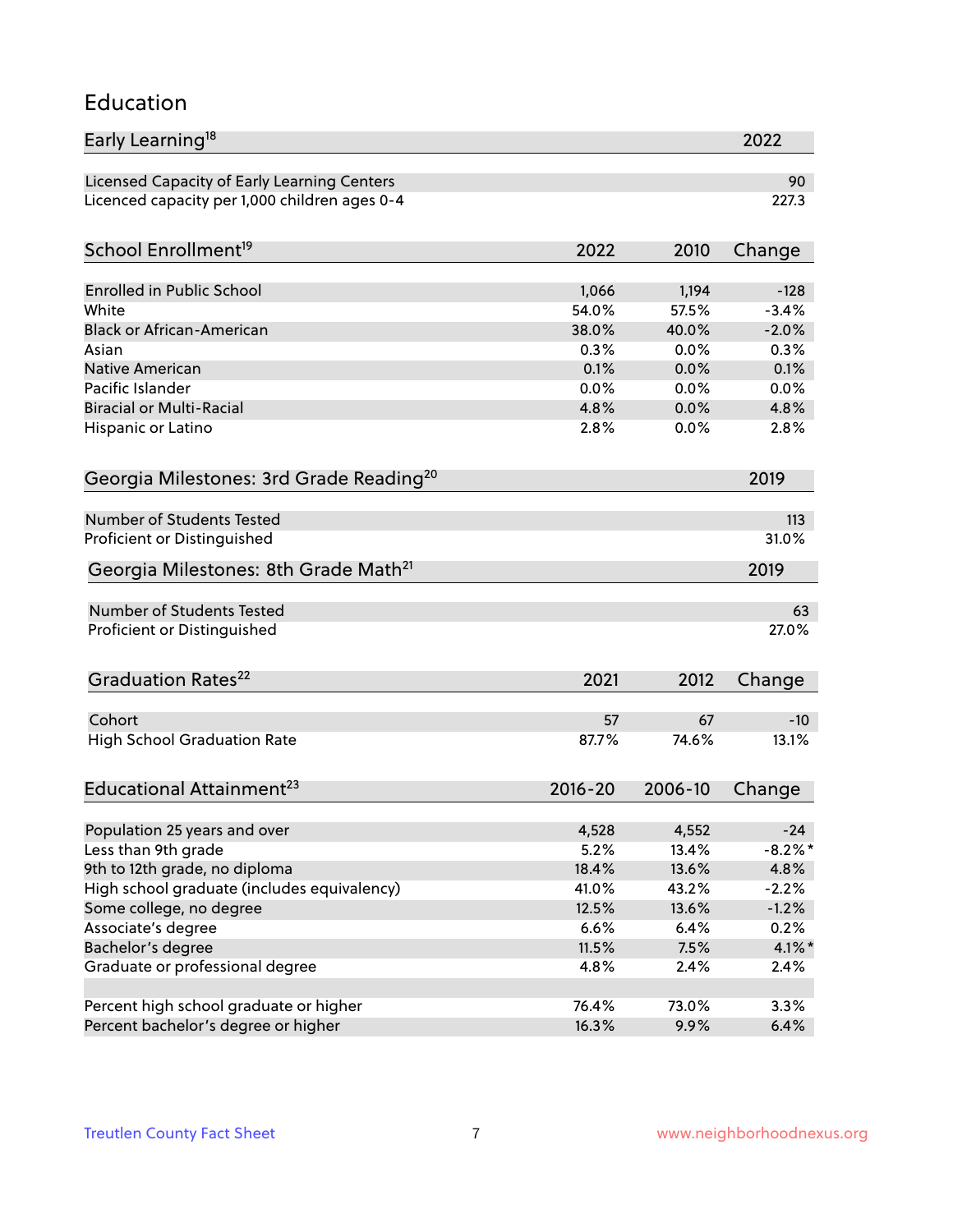## Education

| Early Learning[18] | 2022 |
|---|---|
| Licensed Capacity of Early Learning Centers | 90 |
| Licenced capacity per 1,000 children ages 0-4 | 227.3 |

| School Enrollment[19] | 2022 | 2010 | Change |
|---|---|---|---|
| Enrolled in Public School | 1,066 | 1,194 | -128 |
| White | 54.0% | 57.5% | -3.4% |
| Black or African-American | 38.0% | 40.0% | -2.0% |
| Asian | 0.3% | 0.0% | 0.3% |
| Native American | 0.1% | 0.0% | 0.1% |
| Pacific Islander | 0.0% | 0.0% | 0.0% |
| Biracial or Multi-Racial | 4.8% | 0.0% | 4.8% |
| Hispanic or Latino | 2.8% | 0.0% | 2.8% |

| Georgia Milestones: 3rd Grade Reading[20] | 2019 |
|---|---|
| Number of Students Tested | 113 |
| Proficient or Distinguished | 31.0% |

| Georgia Milestones: 8th Grade Math[21] | 2019 |
|---|---|
| Number of Students Tested | 63 |
| Proficient or Distinguished | 27.0% |

| Graduation Rates[22] | 2021 | 2012 | Change |
|---|---|---|---|
| Cohort | 57 | 67 | -10 |
| High School Graduation Rate | 87.7% | 74.6% | 13.1% |

| Educational Attainment[23] | 2016-20 | 2006-10 | Change |
|---|---|---|---|
| Population 25 years and over | 4,528 | 4,552 | -24 |
| Less than 9th grade | 5.2% | 13.4% | -8.2%* |
| 9th to 12th grade, no diploma | 18.4% | 13.6% | 4.8% |
| High school graduate (includes equivalency) | 41.0% | 43.2% | -2.2% |
| Some college, no degree | 12.5% | 13.6% | -1.2% |
| Associate's degree | 6.6% | 6.4% | 0.2% |
| Bachelor's degree | 11.5% | 7.5% | 4.1%* |
| Graduate or professional degree | 4.8% | 2.4% | 2.4% |
| | | | |
| Percent high school graduate or higher | 76.4% | 73.0% | 3.3% |
| Percent bachelor's degree or higher | 16.3% | 9.9% | 6.4% |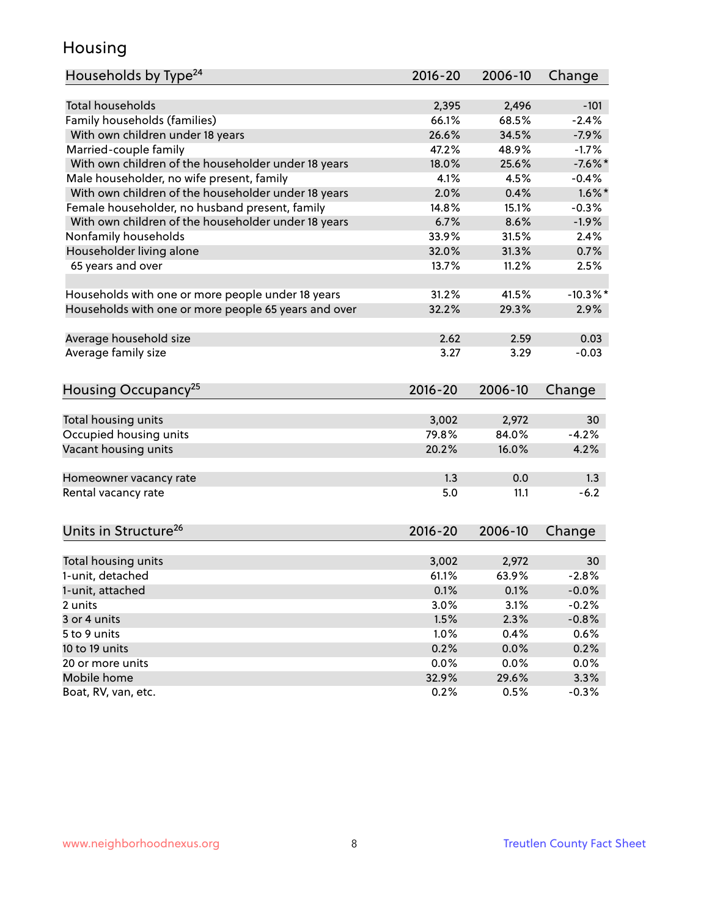## Housing

| Households by Type[24] | 2016-20 | 2006-10 | Change |
|---|---|---|---|
| Total households | 2,395 | 2,496 | -101 |
| Family households (families) | 66.1% | 68.5% | -2.4% |
| With own children under 18 years | 26.6% | 34.5% | -7.9% |
| Married-couple family | 47.2% | 48.9% | -1.7% |
| With own children of the householder under 18 years | 18.0% | 25.6% | -7.6%* |
| Male householder, no wife present, family | 4.1% | 4.5% | -0.4% |
| With own children of the householder under 18 years | 2.0% | 0.4% | 1.6%* |
| Female householder, no husband present, family | 14.8% | 15.1% | -0.3% |
| With own children of the householder under 18 years | 6.7% | 8.6% | -1.9% |
| Nonfamily households | 33.9% | 31.5% | 2.4% |
| Householder living alone | 32.0% | 31.3% | 0.7% |
| 65 years and over | 13.7% | 11.2% | 2.5% |
| | | | |
| Households with one or more people under 18 years | 31.2% | 41.5% | -10.3%* |
| Households with one or more people 65 years and over | 32.2% | 29.3% | 2.9% |
| | | | |
| Average household size | 2.62 | 2.59 | 0.03 |
| Average family size | 3.27 | 3.29 | -0.03 |

| Housing Occupancy[25] | 2016-20 | 2006-10 | Change |
|---|---|---|---|
| Total housing units | 3,002 | 2,972 | 30 |
| Occupied housing units | 79.8% | 84.0% | -4.2% |
| Vacant housing units | 20.2% | 16.0% | 4.2% |
| | | | |
| Homeowner vacancy rate | 1.3 | 0.0 | 1.3 |
| Rental vacancy rate | 5.0 | 11.1 | -6.2 |

| Units in Structure[26] | 2016-20 | 2006-10 | Change |
|---|---|---|---|
| Total housing units | 3,002 | 2,972 | 30 |
| 1-unit, detached | 61.1% | 63.9% | -2.8% |
| 1-unit, attached | 0.1% | 0.1% | -0.0% |
| 2 units | 3.0% | 3.1% | -0.2% |
| 3 or 4 units | 1.5% | 2.3% | -0.8% |
| 5 to 9 units | 1.0% | 0.4% | 0.6% |
| 10 to 19 units | 0.2% | 0.0% | 0.2% |
| 20 or more units | 0.0% | 0.0% | 0.0% |
| Mobile home | 32.9% | 29.6% | 3.3% |
| Boat, RV, van, etc. | 0.2% | 0.5% | -0.3% |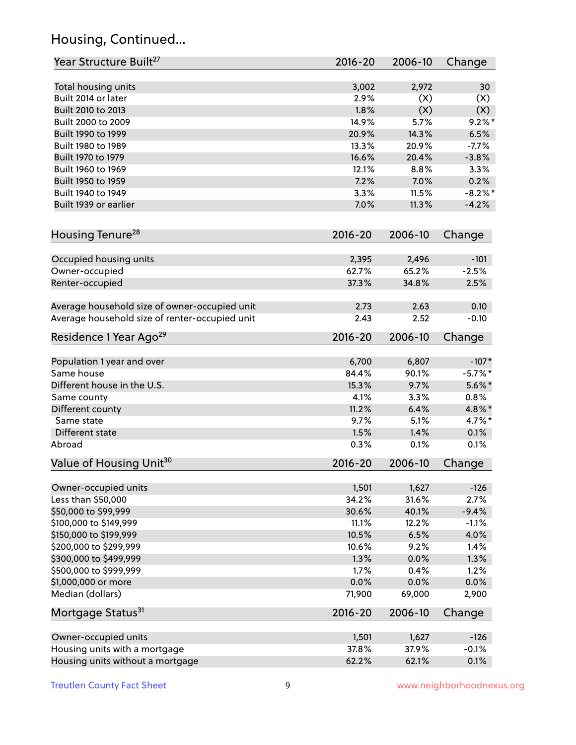## Housing, Continued...

| Year Structure Built[27] | 2016-20 | 2006-10 | Change |
|---|---|---|---|
| Total housing units | 3,002 | 2,972 | 30 |
| Built 2014 or later | 2.9% | (X) | (X) |
| Built 2010 to 2013 | 1.8% | (X) | (X) |
| Built 2000 to 2009 | 14.9% | 5.7% | 9.2%* |
| Built 1990 to 1999 | 20.9% | 14.3% | 6.5% |
| Built 1980 to 1989 | 13.3% | 20.9% | -7.7% |
| Built 1970 to 1979 | 16.6% | 20.4% | -3.8% |
| Built 1960 to 1969 | 12.1% | 8.8% | 3.3% |
| Built 1950 to 1959 | 7.2% | 7.0% | 0.2% |
| Built 1940 to 1949 | 3.3% | 11.5% | -8.2%* |
| Built 1939 or earlier | 7.0% | 11.3% | -4.2% |

| Housing Tenure[28] | 2016-20 | 2006-10 | Change |
|---|---|---|---|
| Occupied housing units | 2,395 | 2,496 | -101 |
| Owner-occupied | 62.7% | 65.2% | -2.5% |
| Renter-occupied | 37.3% | 34.8% | 2.5% |
| Average household size of owner-occupied unit | 2.73 | 2.63 | 0.10 |
| Average household size of renter-occupied unit | 2.43 | 2.52 | -0.10 |

| Residence 1 Year Ago[29] | 2016-20 | 2006-10 | Change |
|---|---|---|---|
| Population 1 year and over | 6,700 | 6,807 | -107* |
| Same house | 84.4% | 90.1% | -5.7%* |
| Different house in the U.S. | 15.3% | 9.7% | 5.6%* |
| Same county | 4.1% | 3.3% | 0.8% |
| Different county | 11.2% | 6.4% | 4.8%* |
| Same state | 9.7% | 5.1% | 4.7%* |
| Different state | 1.5% | 1.4% | 0.1% |
| Abroad | 0.3% | 0.1% | 0.1% |

| Value of Housing Unit[30] | 2016-20 | 2006-10 | Change |
|---|---|---|---|
| Owner-occupied units | 1,501 | 1,627 | -126 |
| Less than $50,000 | 34.2% | 31.6% | 2.7% |
| $50,000 to $99,999 | 30.6% | 40.1% | -9.4% |
| $100,000 to $149,999 | 11.1% | 12.2% | -1.1% |
| $150,000 to $199,999 | 10.5% | 6.5% | 4.0% |
| $200,000 to $299,999 | 10.6% | 9.2% | 1.4% |
| $300,000 to $499,999 | 1.3% | 0.0% | 1.3% |
| $500,000 to $999,999 | 1.7% | 0.4% | 1.2% |
| $1,000,000 or more | 0.0% | 0.0% | 0.0% |
| Median (dollars) | 71,900 | 69,000 | 2,900 |

| Mortgage Status[31] | 2016-20 | 2006-10 | Change |
|---|---|---|---|
| Owner-occupied units | 1,501 | 1,627 | -126 |
| Housing units with a mortgage | 37.8% | 37.9% | -0.1% |
| Housing units without a mortgage | 62.2% | 62.1% | 0.1% |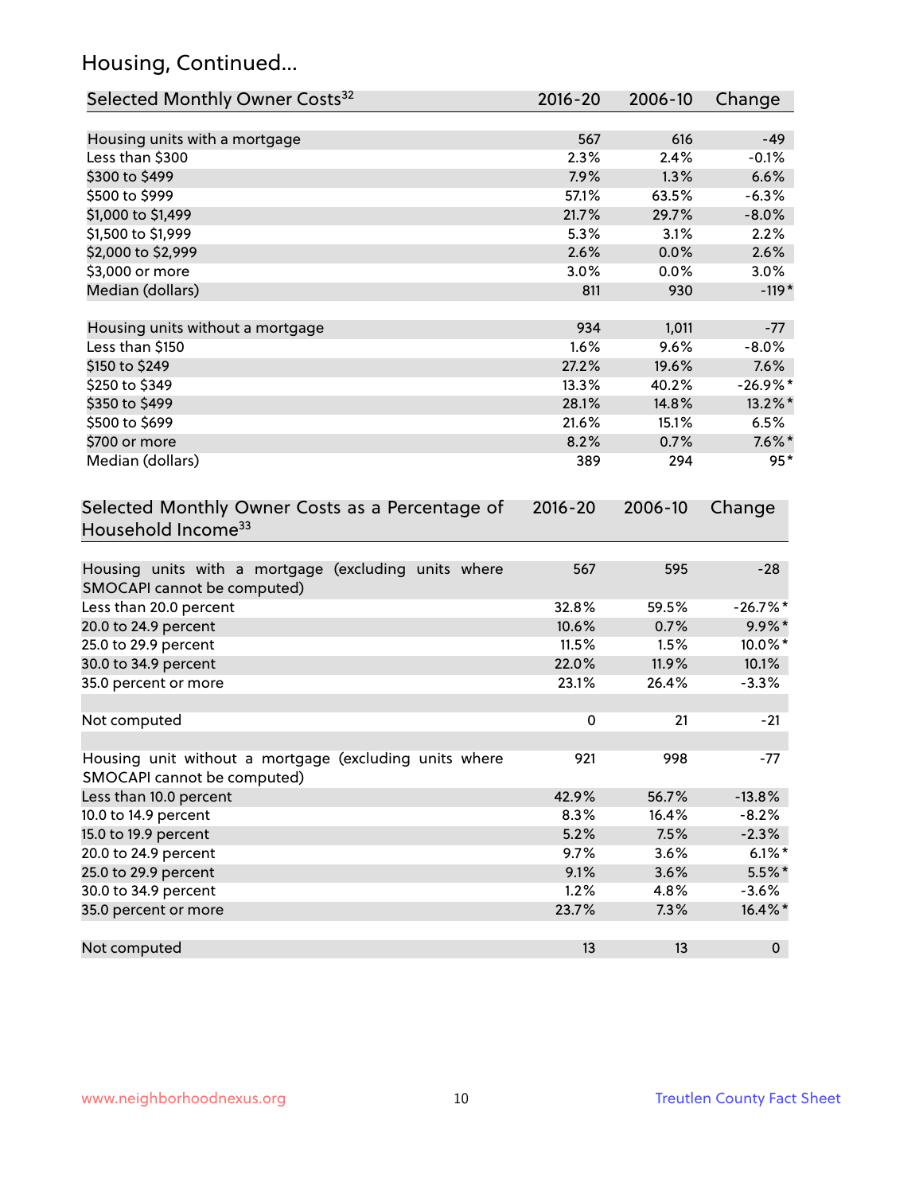## Housing, Continued...

| Selected Monthly Owner Costs[32] | 2016-20 | 2006-10 | Change |
|---|---|---|---|
| Housing units with a mortgage | 567 | 616 | -49 |
| Less than $300 | 2.3% | 2.4% | -0.1% |
| $300 to $499 | 7.9% | 1.3% | 6.6% |
| $500 to $999 | 57.1% | 63.5% | -6.3% |
| $1,000 to $1,499 | 21.7% | 29.7% | -8.0% |
| $1,500 to $1,999 | 5.3% | 3.1% | 2.2% |
| $2,000 to $2,999 | 2.6% | 0.0% | 2.6% |
| $3,000 or more | 3.0% | 0.0% | 3.0% |
| Median (dollars) | 811 | 930 | -119* |
| Housing units without a mortgage | 934 | 1,011 | -77 |
| Less than $150 | 1.6% | 9.6% | -8.0% |
| $150 to $249 | 27.2% | 19.6% | 7.6% |
| $250 to $349 | 13.3% | 40.2% | -26.9%* |
| $350 to $499 | 28.1% | 14.8% | 13.2%* |
| $500 to $699 | 21.6% | 15.1% | 6.5% |
| $700 or more | 8.2% | 0.7% | 7.6%* |
| Median (dollars) | 389 | 294 | 95* |

| Selected Monthly Owner Costs as a Percentage of Household Income[33] | 2016-20 | 2006-10 | Change |
|---|---|---|---|
| Housing units with a mortgage (excluding units where SMOCAPI cannot be computed) | 567 | 595 | -28 |
| Less than 20.0 percent | 32.8% | 59.5% | -26.7%* |
| 20.0 to 24.9 percent | 10.6% | 0.7% | 9.9%* |
| 25.0 to 29.9 percent | 11.5% | 1.5% | 10.0%* |
| 30.0 to 34.9 percent | 22.0% | 11.9% | 10.1% |
| 35.0 percent or more | 23.1% | 26.4% | -3.3% |
| Not computed | 0 | 21 | -21 |
| Housing unit without a mortgage (excluding units where SMOCAPI cannot be computed) | 921 | 998 | -77 |
| Less than 10.0 percent | 42.9% | 56.7% | -13.8% |
| 10.0 to 14.9 percent | 8.3% | 16.4% | -8.2% |
| 15.0 to 19.9 percent | 5.2% | 7.5% | -2.3% |
| 20.0 to 24.9 percent | 9.7% | 3.6% | 6.1%* |
| 25.0 to 29.9 percent | 9.1% | 3.6% | 5.5%* |
| 30.0 to 34.9 percent | 1.2% | 4.8% | -3.6% |
| 35.0 percent or more | 23.7% | 7.3% | 16.4%* |
| Not computed | 13 | 13 | 0 |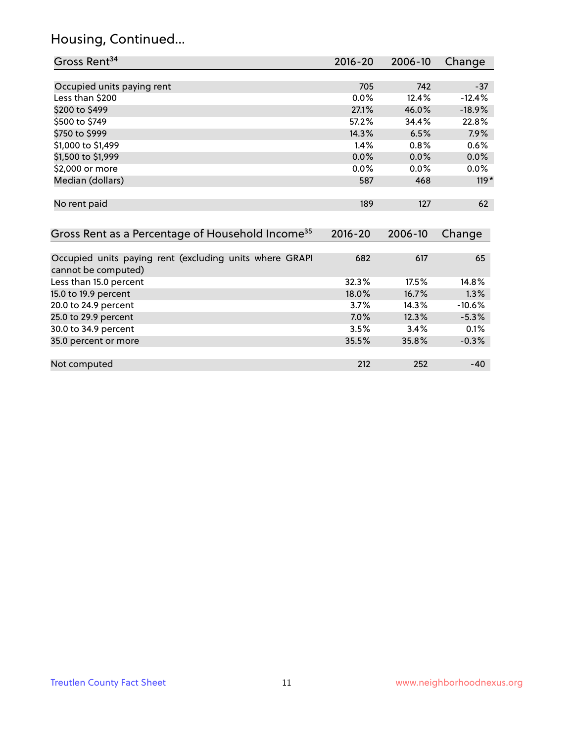# Housing, Continued...

| Gross Rent[34] | 2016-20 | 2006-10 | Change |
|---|---|---|---|
| Occupied units paying rent | 705 | 742 | -37 |
| Less than $200 | 0.0% | 12.4% | -12.4% |
| $200 to $499 | 27.1% | 46.0% | -18.9% |
| $500 to $749 | 57.2% | 34.4% | 22.8% |
| $750 to $999 | 14.3% | 6.5% | 7.9% |
| $1,000 to $1,499 | 1.4% | 0.8% | 0.6% |
| $1,500 to $1,999 | 0.0% | 0.0% | 0.0% |
| $2,000 or more | 0.0% | 0.0% | 0.0% |
| Median (dollars) | 587 | 468 | 119* |
| No rent paid | 189 | 127 | 62 |

| Gross Rent as a Percentage of Household Income[35] | 2016-20 | 2006-10 | Change |
|---|---|---|---|
| Occupied units paying rent (excluding units where GRAPI cannot be computed) | 682 | 617 | 65 |
| Less than 15.0 percent | 32.3% | 17.5% | 14.8% |
| 15.0 to 19.9 percent | 18.0% | 16.7% | 1.3% |
| 20.0 to 24.9 percent | 3.7% | 14.3% | -10.6% |
| 25.0 to 29.9 percent | 7.0% | 12.3% | -5.3% |
| 30.0 to 34.9 percent | 3.5% | 3.4% | 0.1% |
| 35.0 percent or more | 35.5% | 35.8% | -0.3% |
| Not computed | 212 | 252 | -40 |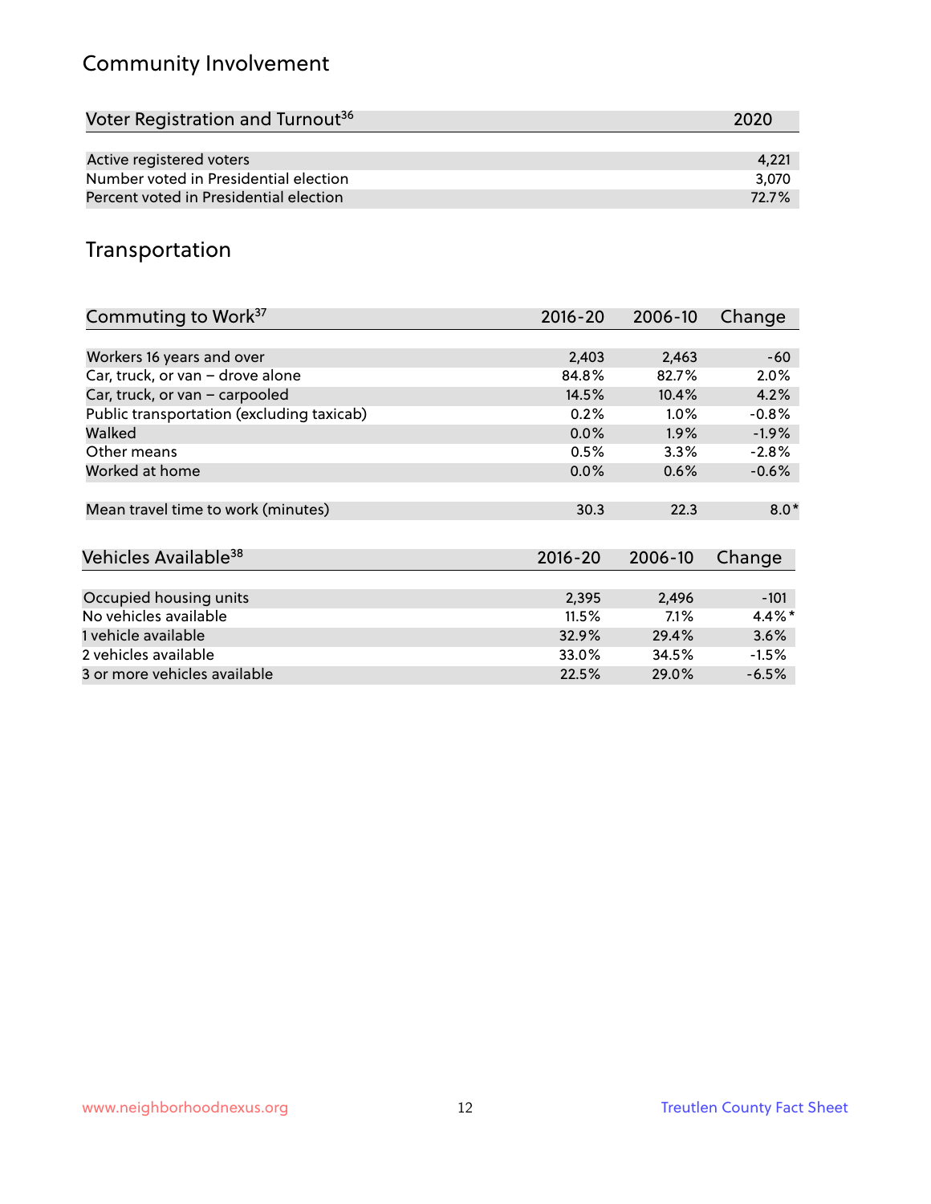## Community Involvement

| Voter Registration and Turnout[36] | 2020 |
|---|---|
| Active registered voters | 4,221 |
| Number voted in Presidential election | 3,070 |
| Percent voted in Presidential election | 72.7% |

## Transportation

| Commuting to Work[37] | 2016-20 | 2006-10 | Change |
|---|---|---|---|
| Workers 16 years and over | 2,403 | 2,463 | -60 |
| Car, truck, or van – drove alone | 84.8% | 82.7% | 2.0% |
| Car, truck, or van – carpooled | 14.5% | 10.4% | 4.2% |
| Public transportation (excluding taxicab) | 0.2% | 1.0% | -0.8% |
| Walked | 0.0% | 1.9% | -1.9% |
| Other means | 0.5% | 3.3% | -2.8% |
| Worked at home | 0.0% | 0.6% | -0.6% |
| Mean travel time to work (minutes) | 30.3 | 22.3 | 8.0* |

| Vehicles Available[38] | 2016-20 | 2006-10 | Change |
|---|---|---|---|
| Occupied housing units | 2,395 | 2,496 | -101 |
| No vehicles available | 11.5% | 7.1% | 4.4%* |
| 1 vehicle available | 32.9% | 29.4% | 3.6% |
| 2 vehicles available | 33.0% | 34.5% | -1.5% |
| 3 or more vehicles available | 22.5% | 29.0% | -6.5% |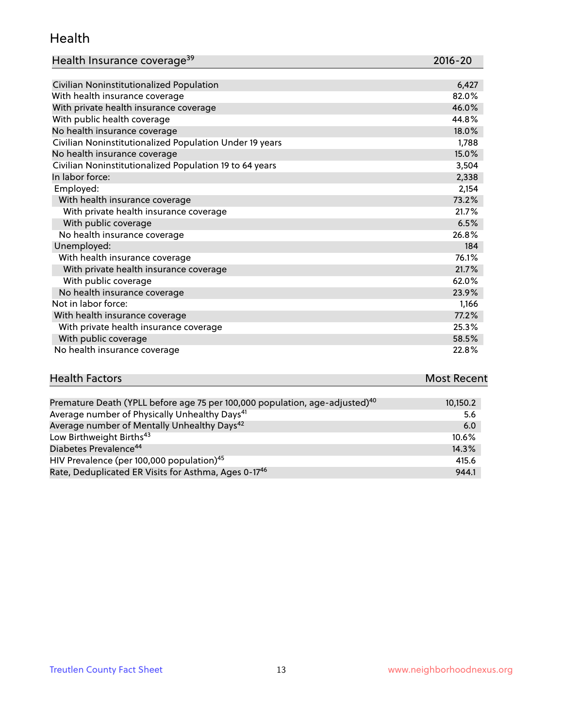## Health

| Health Insurance coverage[39] | 2016-20 |
|---|---|
| Civilian Noninstitutionalized Population | 6,427 |
| With health insurance coverage | 82.0% |
| With private health insurance coverage | 46.0% |
| With public health coverage | 44.8% |
| No health insurance coverage | 18.0% |
| Civilian Noninstitutionalized Population Under 19 years | 1,788 |
| No health insurance coverage | 15.0% |
| Civilian Noninstitutionalized Population 19 to 64 years | 3,504 |
| In labor force: | 2,338 |
| Employed: | 2,154 |
| With health insurance coverage | 73.2% |
| With private health insurance coverage | 21.7% |
| With public coverage | 6.5% |
| No health insurance coverage | 26.8% |
| Unemployed: | 184 |
| With health insurance coverage | 76.1% |
| With private health insurance coverage | 21.7% |
| With public coverage | 62.0% |
| No health insurance coverage | 23.9% |
| Not in labor force: | 1,166 |
| With health insurance coverage | 77.2% |
| With private health insurance coverage | 25.3% |
| With public coverage | 58.5% |
| No health insurance coverage | 22.8% |

| Health Factors | Most Recent |
|---|---|
| Premature Death (YPLL before age 75 per 100,000 population, age-adjusted)[40] | 10,150.2 |
| Average number of Physically Unhealthy Days[41] | 5.6 |
| Average number of Mentally Unhealthy Days[42] | 6.0 |
| Low Birthweight Births[43] | 10.6% |
| Diabetes Prevalence[44] | 14.3% |
| HIV Prevalence (per 100,000 population)[45] | 415.6 |
| Rate, Deduplicated ER Visits for Asthma, Ages 0-17[46] | 944.1 |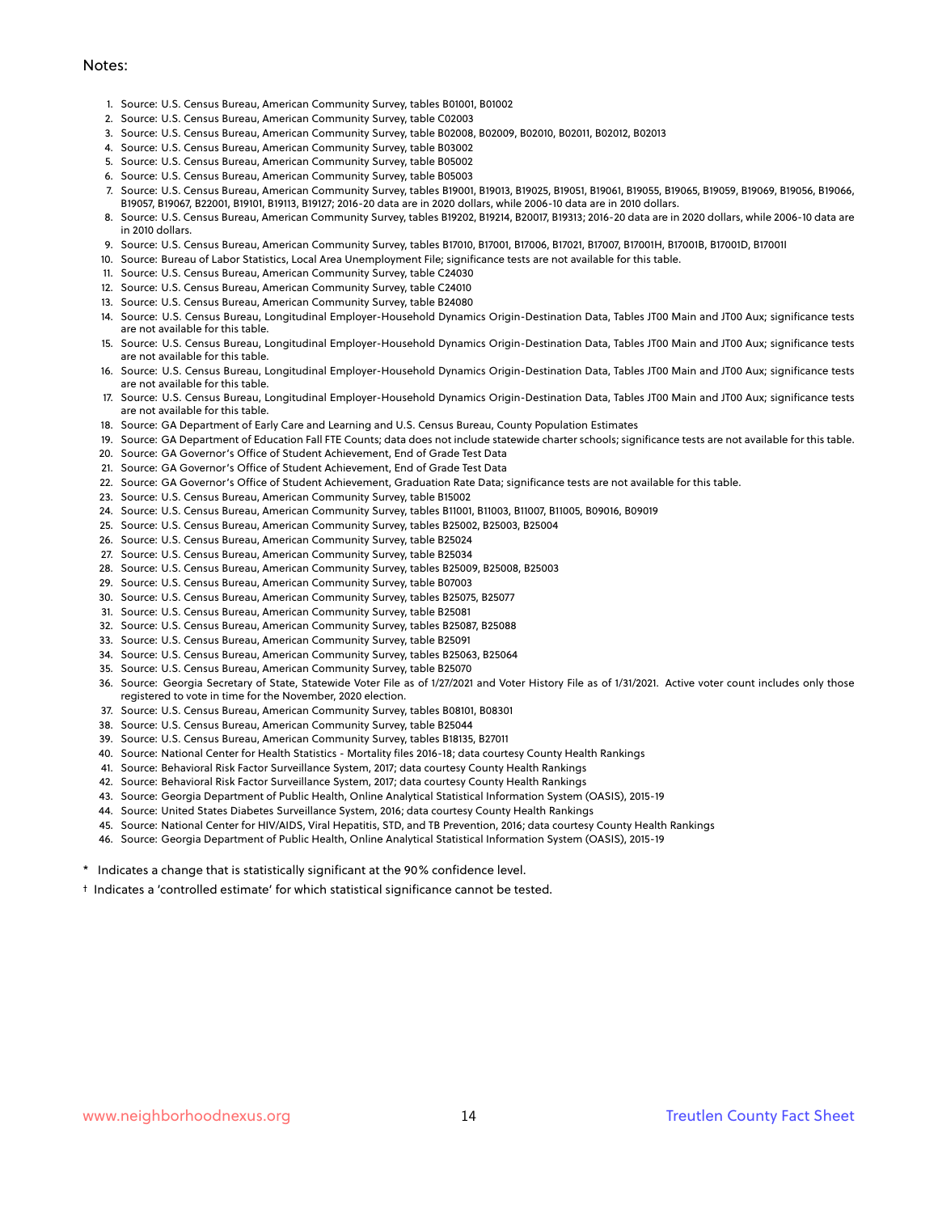Notes:

1. Source: U.S. Census Bureau, American Community Survey, tables B01001, B01002
2. Source: U.S. Census Bureau, American Community Survey, table C02003
3. Source: U.S. Census Bureau, American Community Survey, table B02008, B02009, B02010, B02011, B02012, B02013
4. Source: U.S. Census Bureau, American Community Survey, table B03002
5. Source: U.S. Census Bureau, American Community Survey, table B05002
6. Source: U.S. Census Bureau, American Community Survey, table B05003
7. Source: U.S. Census Bureau, American Community Survey, tables B19001, B19013, B19025, B19051, B19061, B19055, B19065, B19059, B19069, B19056, B19066, B19057, B19067, B22001, B19101, B19113, B19127; 2016-20 data are in 2020 dollars, while 2006-10 data are in 2010 dollars.
8. Source: U.S. Census Bureau, American Community Survey, tables B19202, B19214, B20017, B19313; 2016-20 data are in 2020 dollars, while 2006-10 data are in 2010 dollars.
9. Source: U.S. Census Bureau, American Community Survey, tables B17010, B17001, B17006, B17021, B17007, B17001H, B17001B, B17001D, B17001I
10. Source: Bureau of Labor Statistics, Local Area Unemployment File; significance tests are not available for this table.
11. Source: U.S. Census Bureau, American Community Survey, table C24030
12. Source: U.S. Census Bureau, American Community Survey, table C24010
13. Source: U.S. Census Bureau, American Community Survey, table B24080
14. Source: U.S. Census Bureau, Longitudinal Employer-Household Dynamics Origin-Destination Data, Tables JT00 Main and JT00 Aux; significance tests are not available for this table.
15. Source: U.S. Census Bureau, Longitudinal Employer-Household Dynamics Origin-Destination Data, Tables JT00 Main and JT00 Aux; significance tests are not available for this table.
16. Source: U.S. Census Bureau, Longitudinal Employer-Household Dynamics Origin-Destination Data, Tables JT00 Main and JT00 Aux; significance tests are not available for this table.
17. Source: U.S. Census Bureau, Longitudinal Employer-Household Dynamics Origin-Destination Data, Tables JT00 Main and JT00 Aux; significance tests are not available for this table.
18. Source: GA Department of Early Care and Learning and U.S. Census Bureau, County Population Estimates
19. Source: GA Department of Education Fall FTE Counts; data does not include statewide charter schools; significance tests are not available for this table.
20. Source: GA Governor's Office of Student Achievement, End of Grade Test Data
21. Source: GA Governor's Office of Student Achievement, End of Grade Test Data
22. Source: GA Governor's Office of Student Achievement, Graduation Rate Data; significance tests are not available for this table.
23. Source: U.S. Census Bureau, American Community Survey, table B15002
24. Source: U.S. Census Bureau, American Community Survey, tables B11001, B11003, B11007, B11005, B09016, B09019
25. Source: U.S. Census Bureau, American Community Survey, tables B25002, B25003, B25004
26. Source: U.S. Census Bureau, American Community Survey, table B25024
27. Source: U.S. Census Bureau, American Community Survey, table B25034
28. Source: U.S. Census Bureau, American Community Survey, tables B25009, B25008, B25003
29. Source: U.S. Census Bureau, American Community Survey, table B07003
30. Source: U.S. Census Bureau, American Community Survey, tables B25075, B25077
31. Source: U.S. Census Bureau, American Community Survey, table B25081
32. Source: U.S. Census Bureau, American Community Survey, tables B25087, B25088
33. Source: U.S. Census Bureau, American Community Survey, table B25091
34. Source: U.S. Census Bureau, American Community Survey, tables B25063, B25064
35. Source: U.S. Census Bureau, American Community Survey, table B25070
36. Source: Georgia Secretary of State, Statewide Voter File as of 1/27/2021 and Voter History File as of 1/31/2021. Active voter count includes only those registered to vote in time for the November, 2020 election.
37. Source: U.S. Census Bureau, American Community Survey, tables B08101, B08301
38. Source: U.S. Census Bureau, American Community Survey, table B25044
39. Source: U.S. Census Bureau, American Community Survey, tables B18135, B27011
40. Source: National Center for Health Statistics - Mortality files 2016-18; data courtesy County Health Rankings
41. Source: Behavioral Risk Factor Surveillance System, 2017; data courtesy County Health Rankings
42. Source: Behavioral Risk Factor Surveillance System, 2017; data courtesy County Health Rankings
43. Source: Georgia Department of Public Health, Online Analytical Statistical Information System (OASIS), 2015-19
44. Source: United States Diabetes Surveillance System, 2016; data courtesy County Health Rankings
45. Source: National Center for HIV/AIDS, Viral Hepatitis, STD, and TB Prevention, 2016; data courtesy County Health Rankings
46. Source: Georgia Department of Public Health, Online Analytical Statistical Information System (OASIS), 2015-19

\* Indicates a change that is statistically significant at the 90% confidence level.

† Indicates a 'controlled estimate' for which statistical significance cannot be tested.